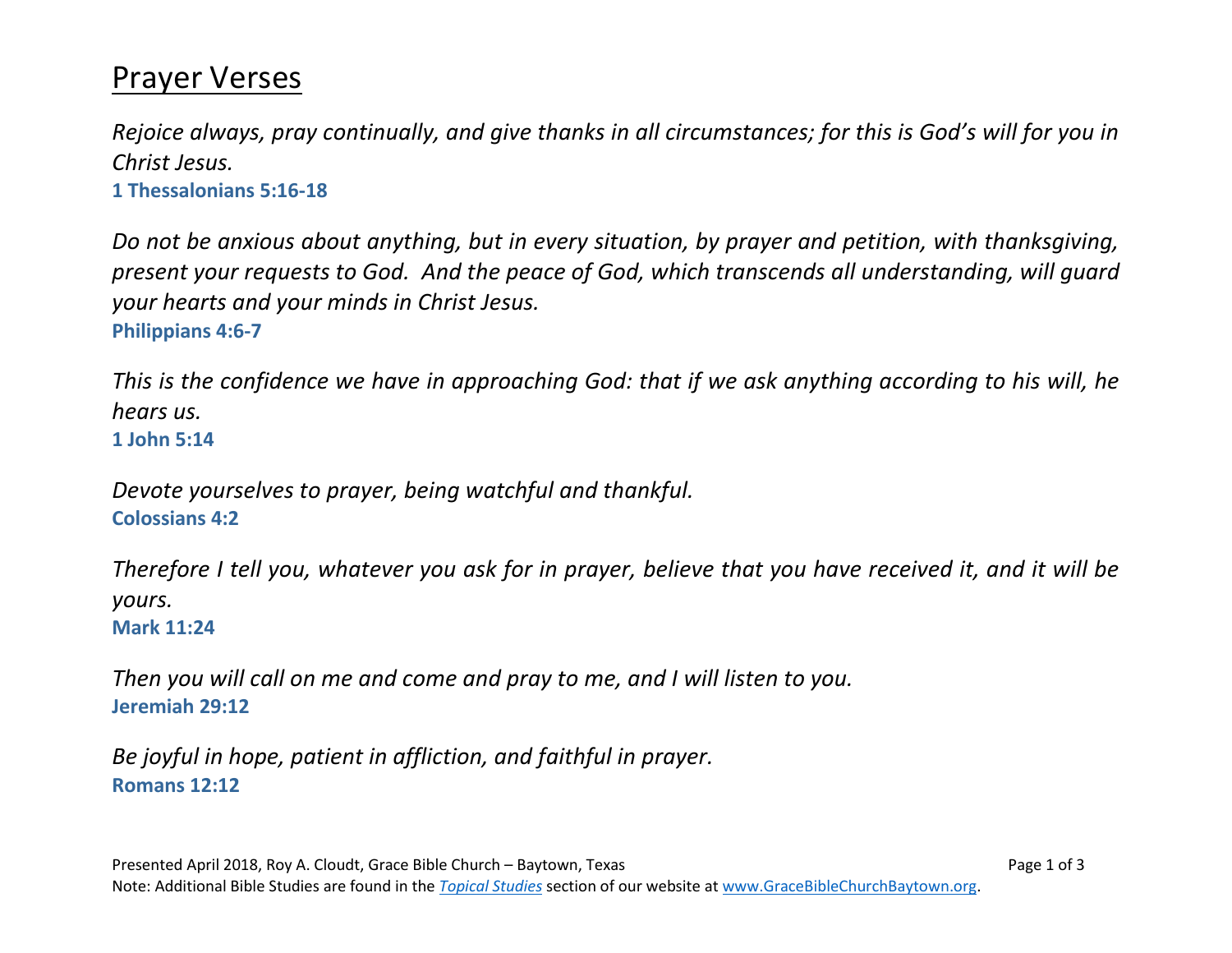# Prayer Verses

*Rejoice always, pray continually, and give thanks in all circumstances; for this is God's will for you in Christ Jesus.*
**1 Thessalonians 5:16-18**

*Do not be anxious about anything, but in every situation, by prayer and petition, with thanksgiving, present your requests to God. And the peace of God, which transcends all understanding, will guard your hearts and your minds in Christ Jesus.*
**Philippians 4:6-7**

*This is the confidence we have in approaching God: that if we ask anything according to his will, he hears us.*
**1 John 5:14**

*Devote yourselves to prayer, being watchful and thankful.*
**Colossians 4:2**

*Therefore I tell you, whatever you ask for in prayer, believe that you have received it, and it will be yours.*
**Mark 11:24**

*Then you will call on me and come and pray to me, and I will listen to you.*
**Jeremiah 29:12**

*Be joyful in hope, patient in affliction, and faithful in prayer.*
**Romans 12:12**

Presented April 2018, Roy A. Cloudt, Grace Bible Church – Baytown, Texas
Note: Additional Bible Studies are found in the *Topical Studies* section of our website at www.GraceBibleChurchBaytown.org.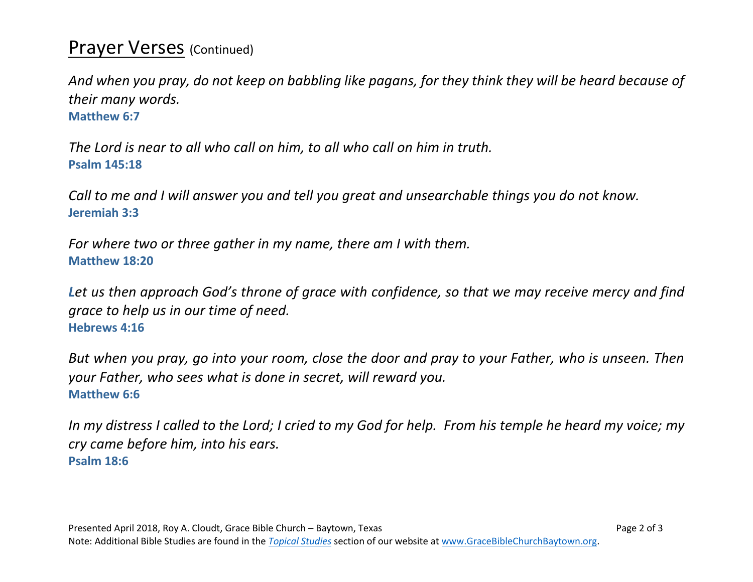## Prayer Verses (Continued)

*And when you pray, do not keep on babbling like pagans, for they think they will be heard because of their many words.*
**Matthew 6:7**

*The Lord is near to all who call on him, to all who call on him in truth.*
**Psalm 145:18**

*Call to me and I will answer you and tell you great and unsearchable things you do not know.*
**Jeremiah 3:3**

*For where two or three gather in my name, there am I with them.*
**Matthew 18:20**

*Let us then approach God's throne of grace with confidence, so that we may receive mercy and find grace to help us in our time of need.*
**Hebrews 4:16**

*But when you pray, go into your room, close the door and pray to your Father, who is unseen. Then your Father, who sees what is done in secret, will reward you.*
**Matthew 6:6**

*In my distress I called to the Lord; I cried to my God for help. From his temple he heard my voice; my cry came before him, into his ears.*
**Psalm 18:6**

Presented April 2018, Roy A. Cloudt, Grace Bible Church – Baytown, Texas
Note: Additional Bible Studies are found in the *Topical Studies* section of our website at www.GraceBibleChurchBaytown.org.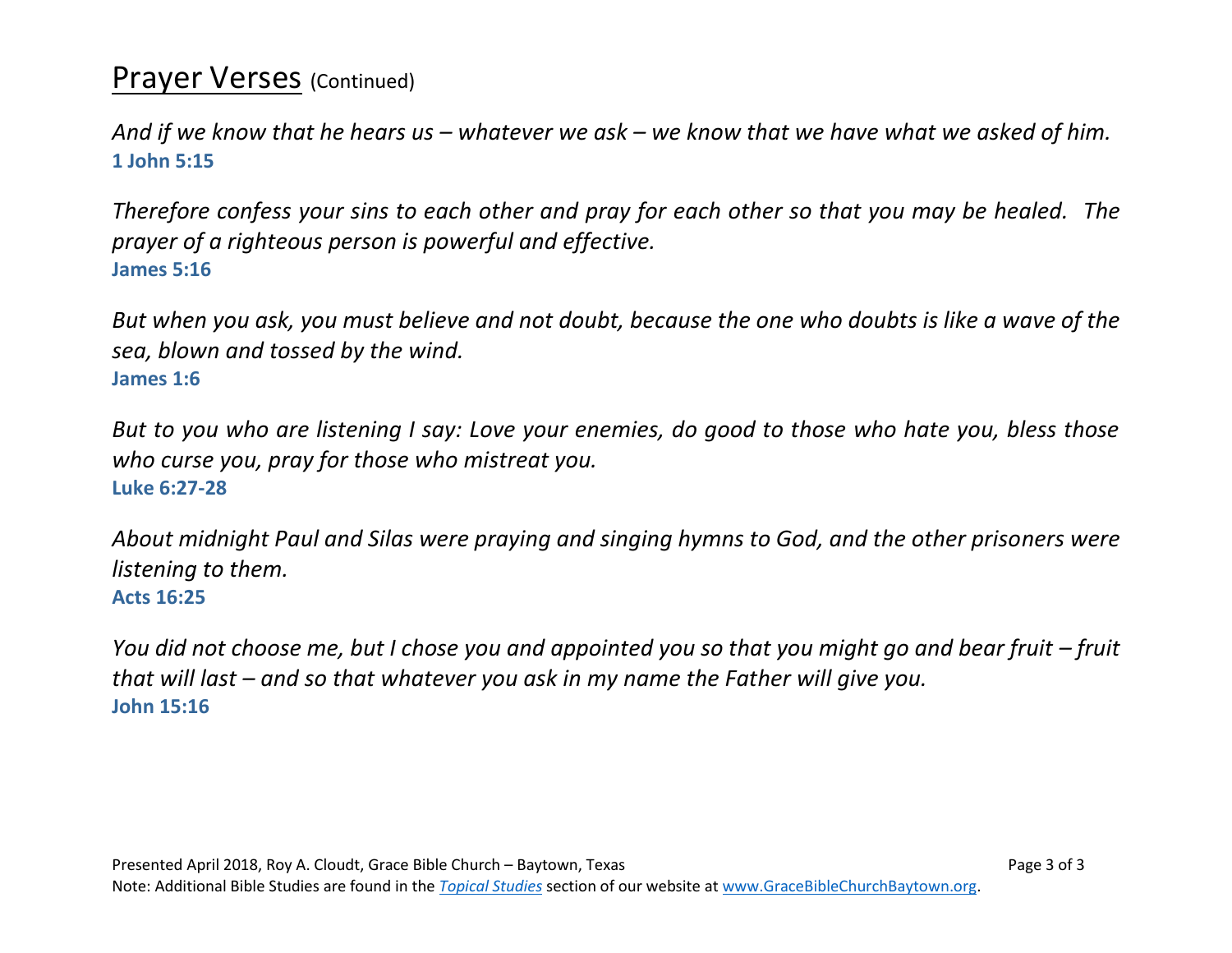## Prayer Verses (Continued)

*And if we know that he hears us – whatever we ask – we know that we have what we asked of him.*
**1 John 5:15**

*Therefore confess your sins to each other and pray for each other so that you may be healed. The prayer of a righteous person is powerful and effective.*
**James 5:16**

*But when you ask, you must believe and not doubt, because the one who doubts is like a wave of the sea, blown and tossed by the wind.*
**James 1:6**

*But to you who are listening I say: Love your enemies, do good to those who hate you, bless those who curse you, pray for those who mistreat you.*
**Luke 6:27-28**

*About midnight Paul and Silas were praying and singing hymns to God, and the other prisoners were listening to them.*
**Acts 16:25**

*You did not choose me, but I chose you and appointed you so that you might go and bear fruit – fruit that will last – and so that whatever you ask in my name the Father will give you.*
**John 15:16**